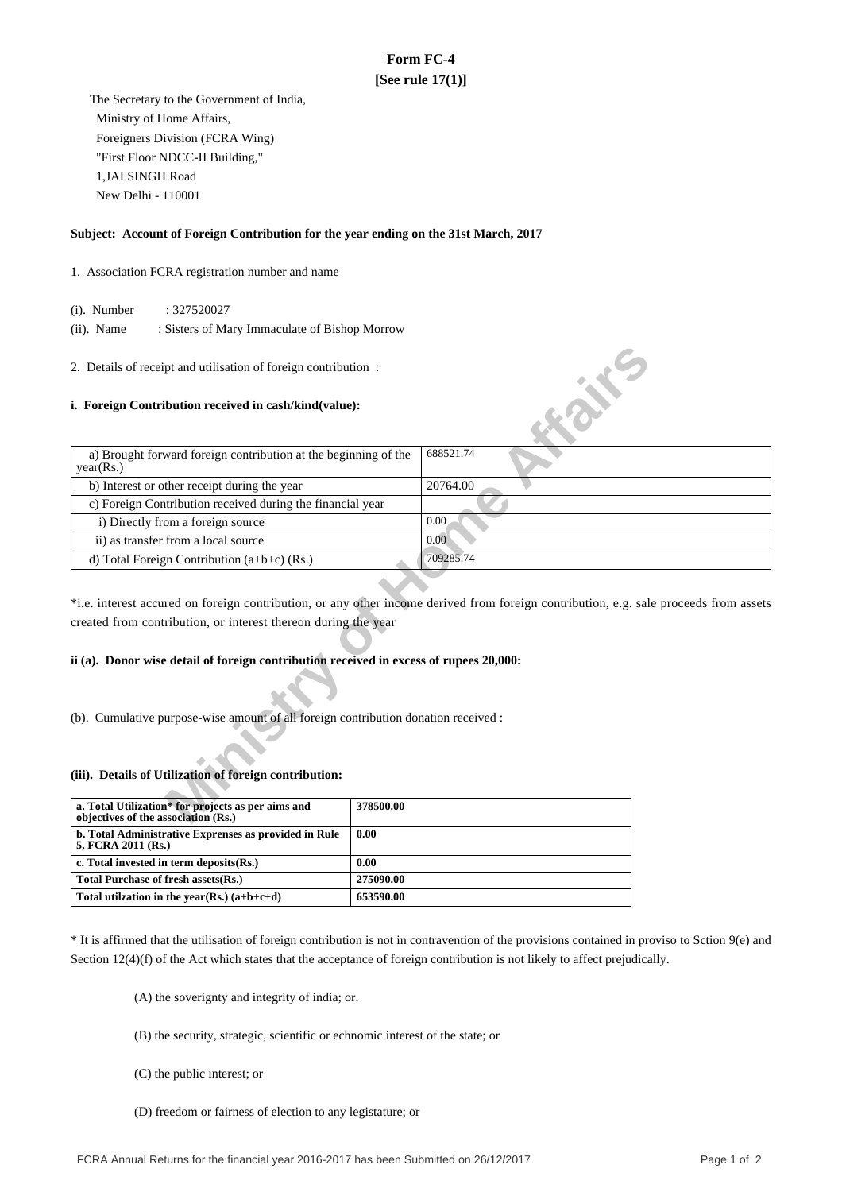# Form FC-4

**[See rule 17(1)]**

The Secretary to the Government of India,
Ministry of Home Affairs,
Foreigners Division (FCRA Wing)
"First Floor NDCC-II Building,"
1,JAI SINGH Road
New Delhi - 110001

**Subject: Account of Foreign Contribution for the year ending on the 31st March, 2017**

1. Association FCRA registration number and name

(i). Number : 327520027

(ii). Name : Sisters of Mary Immaculate of Bishop Morrow

2. Details of receipt and utilisation of foreign contribution :

**i. Foreign Contribution received in cash/kind(value):**

| | |
|---|---|
| a) Brought forward foreign contribution at the beginning of the year(Rs.) | 688521.74 |
| b) Interest or other receipt during the year | 20764.00 |
| c) Foreign Contribution received during the financial year | |
| i) Directly from a foreign source | 0.00 |
| ii) as transfer from a local source | 0.00 |
| d) Total Foreign Contribution (a+b+c) (Rs.) | 709285.74 |

*i.e. interest accured on foreign contribution, or any other income derived from foreign contribution, e.g. sale proceeds from assets created from contribution, or interest thereon during the year

**ii (a). Donor wise detail of foreign contribution received in excess of rupees 20,000:**

(b). Cumulative purpose-wise amount of all foreign contribution donation received :

**(iii). Details of Utilization of foreign contribution:**

| | |
|---|---|
| **a. Total Utilization* for projects as per aims and objectives of the association (Rs.)** | **378500.00** |
| **b. Total Administrative Exprenses as provided in Rule 5, FCRA 2011 (Rs.)** | **0.00** |
| **c. Total invested in term deposits(Rs.)** | **0.00** |
| **Total Purchase of fresh assets(Rs.)** | **275090.00** |
| **Total utilzation in the year(Rs.) (a+b+c+d)** | **653590.00** |

* It is affirmed that the utilisation of foreign contribution is not in contravention of the provisions contained in proviso to Sction 9(e) and Section 12(4)(f) of the Act which states that the acceptance of foreign contribution is not likely to affect prejudically.

(A) the soverignty and integrity of india; or.

(B) the security, strategic, scientific or echnomic interest of the state; or

(C) the public interest; or

(D) freedom or fairness of election to any legistature; or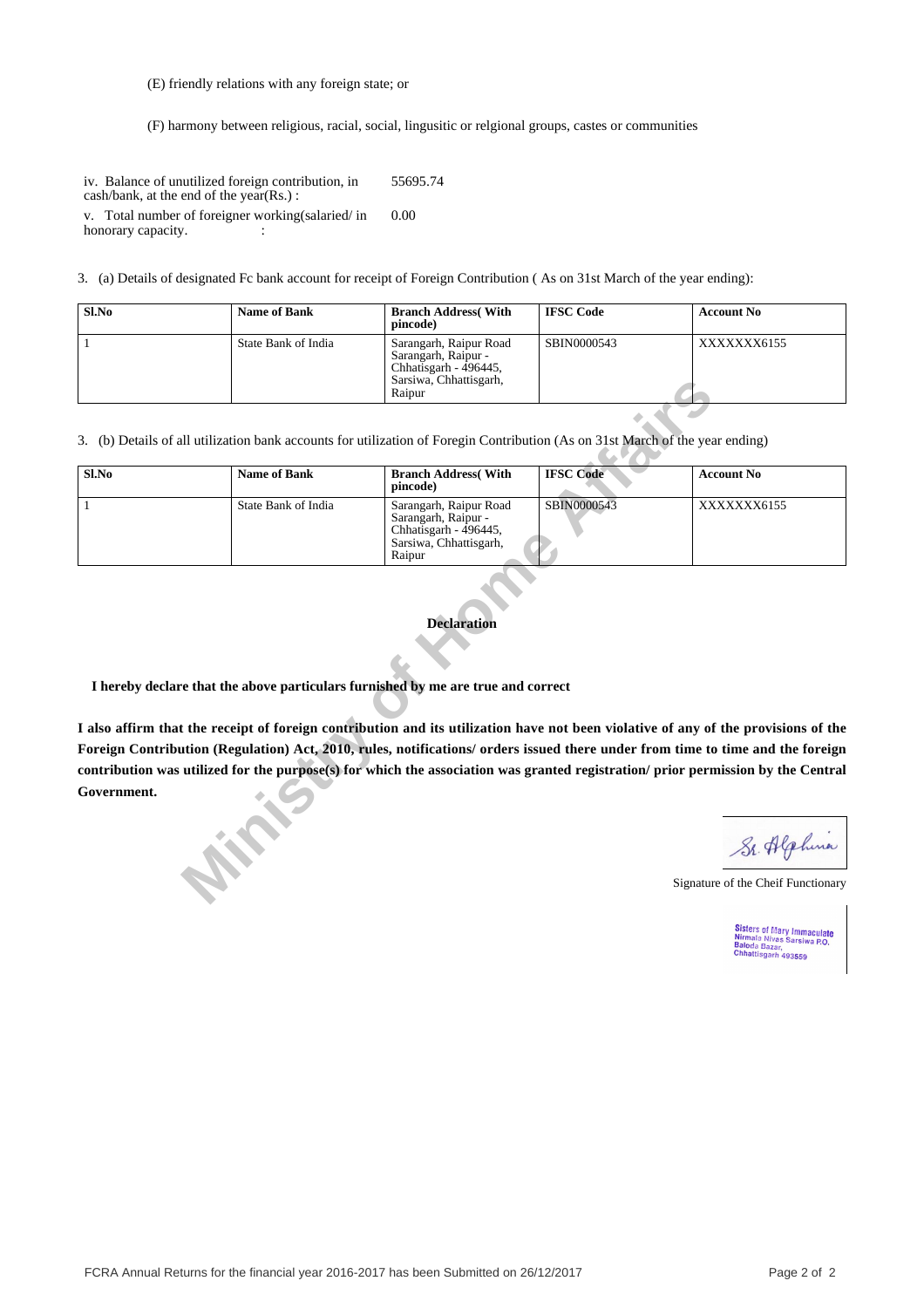(E) friendly relations with any foreign state; or

(F) harmony between religious, racial, social, lingusitic or relgional groups, castes or communities

iv. Balance of unutilized foreign contribution, in cash/bank, at the end of the year(Rs.) : 55695.74

v. Total number of foreigner working(salaried/ in honorary capacity. : 0.00

3. (a) Details of designated Fc bank account for receipt of Foreign Contribution ( As on 31st March of the year ending):

| Sl.No | Name of Bank | Branch Address( With pincode) | IFSC Code | Account No |
|---|---|---|---|---|
| 1 | State Bank of India | Sarangarh, Raipur Road Sarangarh, Raipur - Chhatisgarh - 496445, Sarsiwa, Chhattisgarh, Raipur | SBIN0000543 | XXXXXXX6155 |

3. (b) Details of all utilization bank accounts for utilization of Foregin Contribution (As on 31st March of the year ending)

| Sl.No | Name of Bank | Branch Address( With pincode) | IFSC Code | Account No |
|---|---|---|---|---|
| 1 | State Bank of India | Sarangarh, Raipur Road Sarangarh, Raipur - Chhatisgarh - 496445, Sarsiwa, Chhattisgarh, Raipur | SBIN0000543 | XXXXXXX6155 |

**Declaration**

**I hereby declare that the above particulars furnished by me are true and correct**

**I also affirm that the receipt of foreign contribution and its utilization have not been violative of any of the provisions of the Foreign Contribution (Regulation) Act, 2010, rules, notifications/ orders issued there under from time to time and the foreign contribution was utilized for the purpose(s) for which the association was granted registration/ prior permission by the Central Government.**

Sr. Alphina

Signature of the Cheif Functionary

Sisters of Mary Immaculate
Nirmala Nivas Sarsiwa P.O.
Baloda Bazar,
Chhattisgarh 493559

FCRA Annual Returns for the financial year 2016-2017 has been Submitted on 26/12/2017